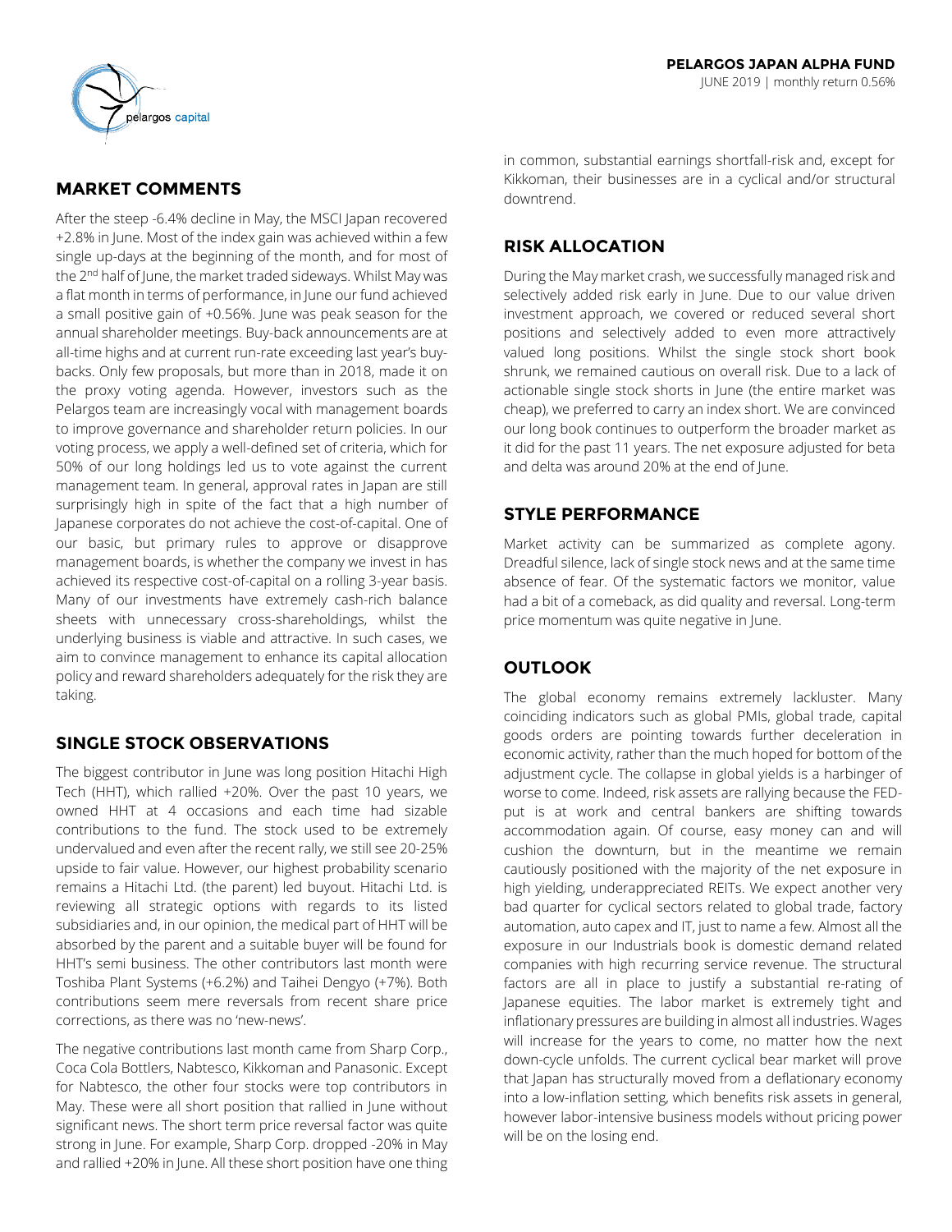**PELARGOS JAPAN ALPHA FUND**

JUNE 2019 | monthly return 0.56%

## MARKET COMMENTS

After the steep -6.4% decline in May, the MSCI Japan recovered +2.8% in June. Most of the index gain was achieved within a few single up-days at the beginning of the month, and for most of the 2nd half of June, the market traded sideways. Whilst May was a flat month in terms of performance, in June our fund achieved a small positive gain of +0.56%. June was peak season for the annual shareholder meetings. Buy-back announcements are at all-time highs and at current run-rate exceeding last year's buy-backs. Only few proposals, but more than in 2018, made it on the proxy voting agenda. However, investors such as the Pelargos team are increasingly vocal with management boards to improve governance and shareholder return policies. In our voting process, we apply a well-defined set of criteria, which for 50% of our long holdings led us to vote against the current management team. In general, approval rates in Japan are still surprisingly high in spite of the fact that a high number of Japanese corporates do not achieve the cost-of-capital. One of our basic, but primary rules to approve or disapprove management boards, is whether the company we invest in has achieved its respective cost-of-capital on a rolling 3-year basis. Many of our investments have extremely cash-rich balance sheets with unnecessary cross-shareholdings, whilst the underlying business is viable and attractive. In such cases, we aim to convince management to enhance its capital allocation policy and reward shareholders adequately for the risk they are taking.

## SINGLE STOCK OBSERVATIONS

The biggest contributor in June was long position Hitachi High Tech (HHT), which rallied +20%. Over the past 10 years, we owned HHT at 4 occasions and each time had sizable contributions to the fund. The stock used to be extremely undervalued and even after the recent rally, we still see 20-25% upside to fair value. However, our highest probability scenario remains a Hitachi Ltd. (the parent) led buyout. Hitachi Ltd. is reviewing all strategic options with regards to its listed subsidiaries and, in our opinion, the medical part of HHT will be absorbed by the parent and a suitable buyer will be found for HHT's semi business. The other contributors last month were Toshiba Plant Systems (+6.2%) and Taihei Dengyo (+7%). Both contributions seem mere reversals from recent share price corrections, as there was no 'new-news'.

The negative contributions last month came from Sharp Corp., Coca Cola Bottlers, Nabtesco, Kikkoman and Panasonic. Except for Nabtesco, the other four stocks were top contributors in May. These were all short position that rallied in June without significant news. The short term price reversal factor was quite strong in June. For example, Sharp Corp. dropped -20% in May and rallied +20% in June. All these short position have one thing in common, substantial earnings shortfall-risk and, except for Kikkoman, their businesses are in a cyclical and/or structural downtrend.

## RISK ALLOCATION

During the May market crash, we successfully managed risk and selectively added risk early in June. Due to our value driven investment approach, we covered or reduced several short positions and selectively added to even more attractively valued long positions. Whilst the single stock short book shrunk, we remained cautious on overall risk. Due to a lack of actionable single stock shorts in June (the entire market was cheap), we preferred to carry an index short. We are convinced our long book continues to outperform the broader market as it did for the past 11 years. The net exposure adjusted for beta and delta was around 20% at the end of June.

## STYLE PERFORMANCE

Market activity can be summarized as complete agony. Dreadful silence, lack of single stock news and at the same time absence of fear. Of the systematic factors we monitor, value had a bit of a comeback, as did quality and reversal. Long-term price momentum was quite negative in June.

## OUTLOOK

The global economy remains extremely lackluster. Many coinciding indicators such as global PMIs, global trade, capital goods orders are pointing towards further deceleration in economic activity, rather than the much hoped for bottom of the adjustment cycle. The collapse in global yields is a harbinger of worse to come. Indeed, risk assets are rallying because the FED-put is at work and central bankers are shifting towards accommodation again. Of course, easy money can and will cushion the downturn, but in the meantime we remain cautiously positioned with the majority of the net exposure in high yielding, underappreciated REITs. We expect another very bad quarter for cyclical sectors related to global trade, factory automation, auto capex and IT, just to name a few. Almost all the exposure in our Industrials book is domestic demand related companies with high recurring service revenue. The structural factors are all in place to justify a substantial re-rating of Japanese equities. The labor market is extremely tight and inflationary pressures are building in almost all industries. Wages will increase for the years to come, no matter how the next down-cycle unfolds. The current cyclical bear market will prove that Japan has structurally moved from a deflationary economy into a low-inflation setting, which benefits risk assets in general, however labor-intensive business models without pricing power will be on the losing end.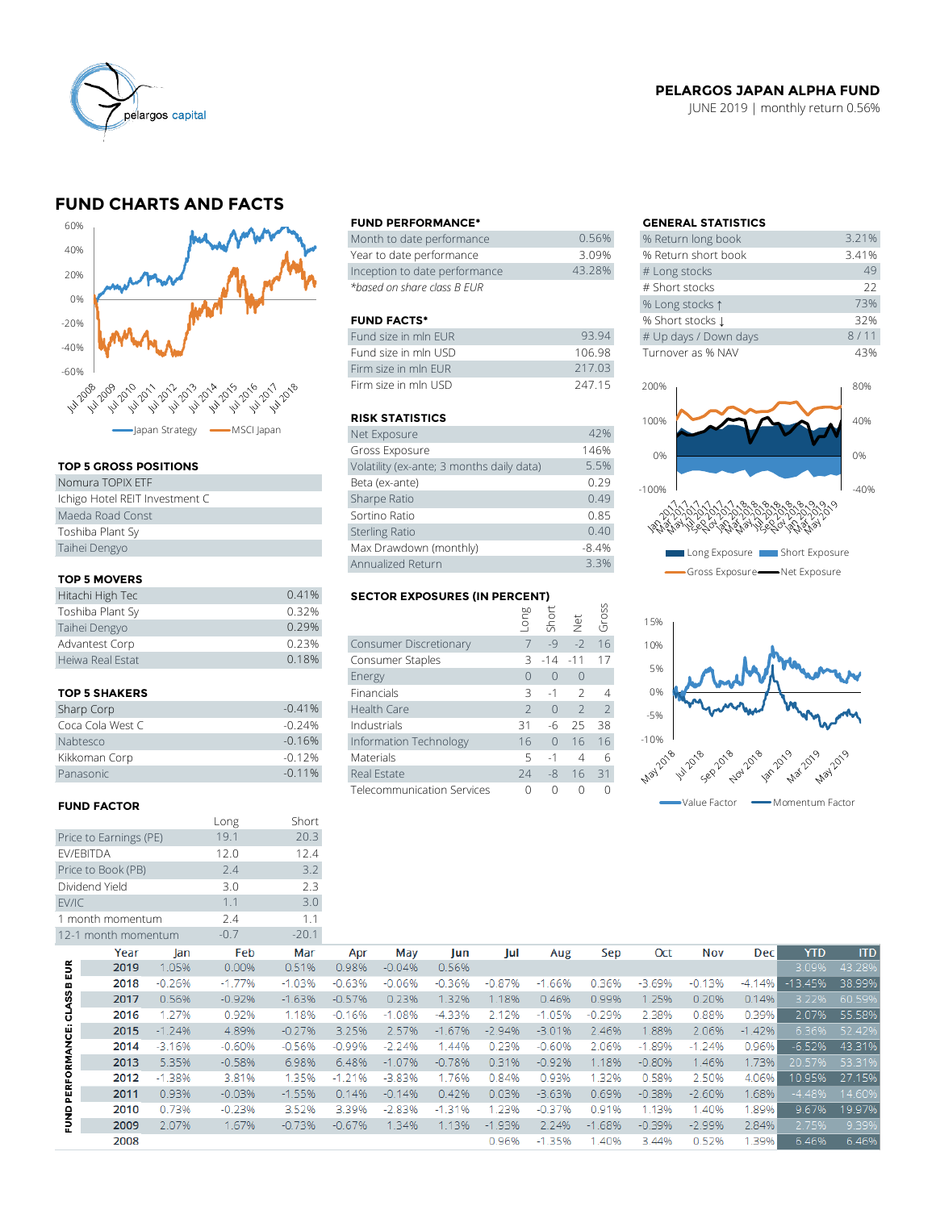**PELARGOS JAPAN ALPHA FUND**
JUNE 2019 | monthly return 0.56%

## FUND CHARTS AND FACTS

Japan Strategy — MSCI Japan

### FUND PERFORMANCE*

| | |
|---|---|
| Month to date performance | 0.56% |
| Year to date performance | 3.09% |
| Inception to date performance | 43.28% |

*based on share class B EUR*

### FUND FACTS*

| | |
|---|---|
| Fund size in mln EUR | 93.94 |
| Fund size in mln USD | 106.98 |
| Firm size in mln EUR | 217.03 |
| Firm size in mln USD | 247.15 |

### RISK STATISTICS

| | |
|---|---|
| Net Exposure | 42% |
| Gross Exposure | 146% |
| Volatility (ex-ante; 3 months daily data) | 5.5% |
| Beta (ex-ante) | 0.29 |
| Sharpe Ratio | 0.49 |
| Sortino Ratio | 0.85 |
| Sterling Ratio | 0.40 |
| Max Drawdown (monthly) | -8.4% |
| Annualized Return | 3.3% |

### GENERAL STATISTICS

| | |
|---|---|
| % Return long book | 3.21% |
| % Return short book | 3.41% |
| # Long stocks | 49 |
| # Short stocks | 22 |
| % Long stocks ↑ | 73% |
| % Short stocks ↓ | 32% |
| # Up days / Down days | 8 / 11 |
| Turnover as % NAV | 43% |

Long Exposure — Short Exposure — Gross Exposure — Net Exposure

### TOP 5 GROSS POSITIONS

| |
|---|
| Nomura TOPIX ETF |
| Ichigo Hotel REIT Investment C |
| Maeda Road Const |
| Toshiba Plant Sy |
| Taihei Dengyo |

### TOP 5 MOVERS

| | |
|---|---|
| Hitachi High Tec | 0.41% |
| Toshiba Plant Sy | 0.32% |
| Taihei Dengyo | 0.29% |
| Advantest Corp | 0.23% |
| Heiwa Real Estat | 0.18% |

### TOP 5 SHAKERS

| | |
|---|---|
| Sharp Corp | -0.41% |
| Coca Cola West C | -0.24% |
| Nabtesco | -0.16% |
| Kikkoman Corp | -0.12% |
| Panasonic | -0.11% |

### SECTOR EXPOSURES (IN PERCENT)

| | Long | Short | Net | Gross |
|---|---|---|---|---|
| Consumer Discretionary | 7 | -9 | -2 | 16 |
| Consumer Staples | 3 | -14 | -11 | 17 |
| Energy | 0 | 0 | 0 | |
| Financials | 3 | -1 | 2 | 4 |
| Health Care | 2 | 0 | 2 | 2 |
| Industrials | 31 | -6 | 25 | 38 |
| Information Technology | 16 | 0 | 16 | 16 |
| Materials | 5 | -1 | 4 | 6 |
| Real Estate | 24 | -8 | 16 | 31 |
| Telecommunication Services | 0 | 0 | 0 | 0 |

Value Factor — Momentum Factor

### FUND FACTOR

| | Long | Short |
|---|---|---|
| Price to Earnings (PE) | 19.1 | 20.3 |
| EV/EBITDA | 12.0 | 12.4 |
| Price to Book (PB) | 2.4 | 3.2 |
| Dividend Yield | 3.0 | 2.3 |
| EV/IC | 1.1 | 3.0 |
| 1 month momentum | 2.4 | 1.1 |
| 12-1 month momentum | -0.7 | -20.1 |

### FUND PERFORMANCE: CLASS B EUR

| Year | Jan | Feb | Mar | Apr | May | Jun | Jul | Aug | Sep | Oct | Nov | Dec | YTD | ITD |
|---|---|---|---|---|---|---|---|---|---|---|---|---|---|---|
| 2019 | 1.05% | 0.00% | 0.51% | 0.98% | -0.04% | 0.56% | | | | | | | 3.09% | 43.28% |
| 2018 | -0.26% | -1.77% | -1.03% | -0.63% | -0.06% | -0.36% | -0.87% | -1.66% | 0.36% | -3.69% | -0.13% | -4.14% | -13.45% | 38.99% |
| 2017 | 0.56% | -0.92% | -1.63% | -0.57% | 0.23% | 1.32% | 1.18% | 0.46% | 0.99% | 1.25% | 0.20% | 0.14% | 3.22% | 60.59% |
| 2016 | 1.27% | 0.92% | 1.18% | -0.16% | -1.08% | -4.33% | 2.12% | -1.05% | -0.29% | 2.38% | 0.88% | 0.39% | 2.07% | 55.58% |
| 2015 | -1.24% | 4.89% | -0.27% | 3.25% | 2.57% | -1.67% | -2.94% | -3.01% | 2.46% | 1.88% | 2.06% | -1.42% | 6.36% | 52.42% |
| 2014 | -3.16% | -0.60% | -0.56% | -0.99% | -2.24% | 1.44% | 0.23% | -0.60% | 2.06% | -1.89% | -1.24% | 0.96% | -6.52% | 43.31% |
| 2013 | 5.35% | -0.58% | 6.98% | 6.48% | -1.07% | -0.78% | 0.31% | -0.92% | 1.18% | -0.80% | 1.46% | 1.73% | 20.57% | 53.31% |
| 2012 | -1.38% | 3.81% | 1.35% | -1.21% | -3.83% | 1.76% | 0.84% | 0.93% | 1.32% | 0.58% | 2.50% | 4.06% | 10.95% | 27.15% |
| 2011 | 0.93% | -0.03% | -1.55% | 0.14% | -0.14% | 0.42% | 0.03% | -3.63% | 0.69% | -0.38% | -2.60% | 1.68% | -4.48% | 14.60% |
| 2010 | 0.73% | -0.23% | 3.52% | 3.39% | -2.83% | -1.31% | 1.23% | -0.37% | 0.91% | 1.13% | 1.40% | 1.89% | 9.67% | 19.97% |
| 2009 | 2.07% | 1.67% | -0.73% | -0.67% | 1.34% | 1.13% | -1.93% | 2.24% | -1.68% | -0.39% | -2.99% | 2.84% | 2.75% | 9.39% |
| 2008 | | | | | | | 0.96% | -1.35% | 1.40% | 3.44% | 0.52% | 1.39% | 6.46% | 6.46% |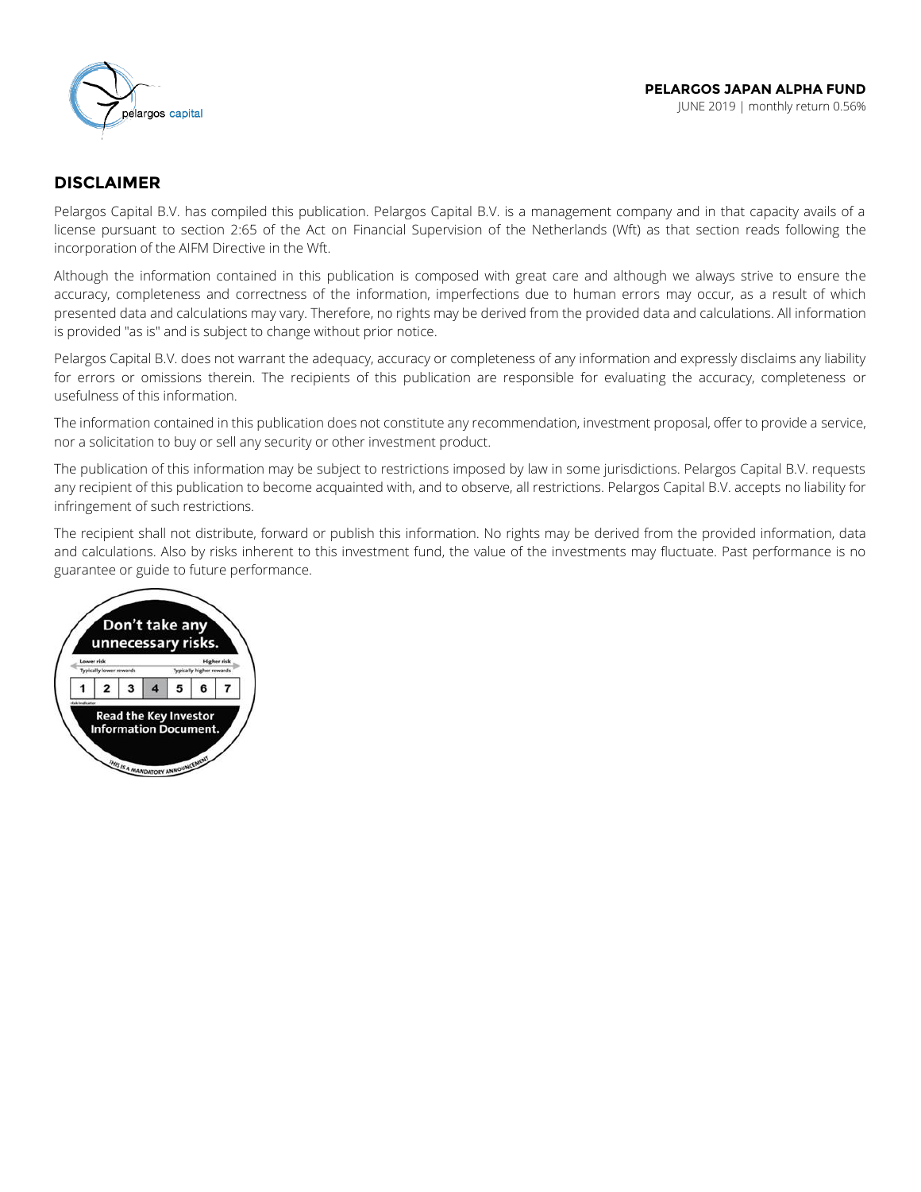## DISCLAIMER

Pelargos Capital B.V. has compiled this publication. Pelargos Capital B.V. is a management company and in that capacity avails of a license pursuant to section 2:65 of the Act on Financial Supervision of the Netherlands (Wft) as that section reads following the incorporation of the AIFM Directive in the Wft.

Although the information contained in this publication is composed with great care and although we always strive to ensure the accuracy, completeness and correctness of the information, imperfections due to human errors may occur, as a result of which presented data and calculations may vary. Therefore, no rights may be derived from the provided data and calculations. All information is provided "as is" and is subject to change without prior notice.

Pelargos Capital B.V. does not warrant the adequacy, accuracy or completeness of any information and expressly disclaims any liability for errors or omissions therein. The recipients of this publication are responsible for evaluating the accuracy, completeness or usefulness of this information.

The information contained in this publication does not constitute any recommendation, investment proposal, offer to provide a service, nor a solicitation to buy or sell any security or other investment product.

The publication of this information may be subject to restrictions imposed by law in some jurisdictions. Pelargos Capital B.V. requests any recipient of this publication to become acquainted with, and to observe, all restrictions. Pelargos Capital B.V. accepts no liability for infringement of such restrictions.

The recipient shall not distribute, forward or publish this information. No rights may be derived from the provided information, data and calculations. Also by risks inherent to this investment fund, the value of the investments may fluctuate. Past performance is no guarantee or guide to future performance.

Don't take any unnecessary risks.

Lower risk / Typically lower rewards — Higher risk / Typically higher rewards

1 2 3 4 5 6 7

risk indicator

Read the Key Investor Information Document.

THIS IS A MANDATORY ANNOUNCEMENT